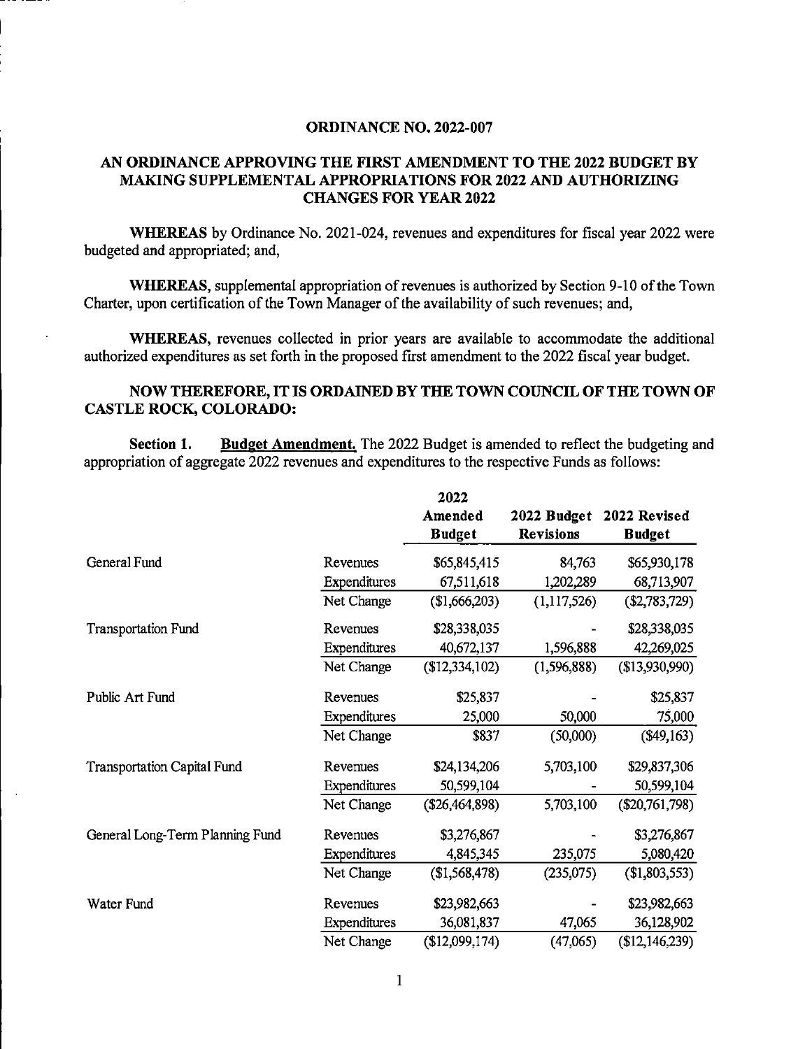# ORDINANCE NO. 2022-007

## AN ORDINANCE APPROVING THE FIRST AMENDMENT TO THE 2022 BUDGET BY MAKING SUPPLEMENTAL APPROPRIATIONS FOR 2022 AND AUTHORIZING CHANGES FOR YEAR 2022

**WHEREAS** by Ordinance No. 2021-024, revenues and expenditures for fiscal year 2022 were budgeted and appropriated; and,

**WHEREAS,** supplemental appropriation of revenues is authorized by Section 9-10 of the Town Charter, upon certification of the Town Manager of the availability of such revenues; and,

**WHEREAS,** revenues collected in prior years are available to accommodate the additional authorized expenditures as set forth in the proposed first amendment to the 2022 fiscal year budget.

**NOW THEREFORE, IT IS ORDAINED BY THE TOWN COUNCIL OF THE TOWN OF CASTLE ROCK, COLORADO:**

**Section 1.** **Budget Amendment.** The 2022 Budget is amended to reflect the budgeting and appropriation of aggregate 2022 revenues and expenditures to the respective Funds as follows:

| | | 2022 Amended Budget | 2022 Budget Revisions | 2022 Revised Budget |
|---|---|---|---|---|
| General Fund | Revenues | $65,845,415 | 84,763 | $65,930,178 |
| | Expenditures | 67,511,618 | 1,202,289 | 68,713,907 |
| | Net Change | ($1,666,203) | (1,117,526) | ($2,783,729) |
| Transportation Fund | Revenues | $28,338,035 | - | $28,338,035 |
| | Expenditures | 40,672,137 | 1,596,888 | 42,269,025 |
| | Net Change | ($12,334,102) | (1,596,888) | ($13,930,990) |
| Public Art Fund | Revenues | $25,837 | - | $25,837 |
| | Expenditures | 25,000 | 50,000 | 75,000 |
| | Net Change | $837 | (50,000) | ($49,163) |
| Transportation Capital Fund | Revenues | $24,134,206 | 5,703,100 | $29,837,306 |
| | Expenditures | 50,599,104 | - | 50,599,104 |
| | Net Change | ($26,464,898) | 5,703,100 | ($20,761,798) |
| General Long-Term Planning Fund | Revenues | $3,276,867 | - | $3,276,867 |
| | Expenditures | 4,845,345 | 235,075 | 5,080,420 |
| | Net Change | ($1,568,478) | (235,075) | ($1,803,553) |
| Water Fund | Revenues | $23,982,663 | - | $23,982,663 |
| | Expenditures | 36,081,837 | 47,065 | 36,128,902 |
| | Net Change | ($12,099,174) | (47,065) | ($12,146,239) |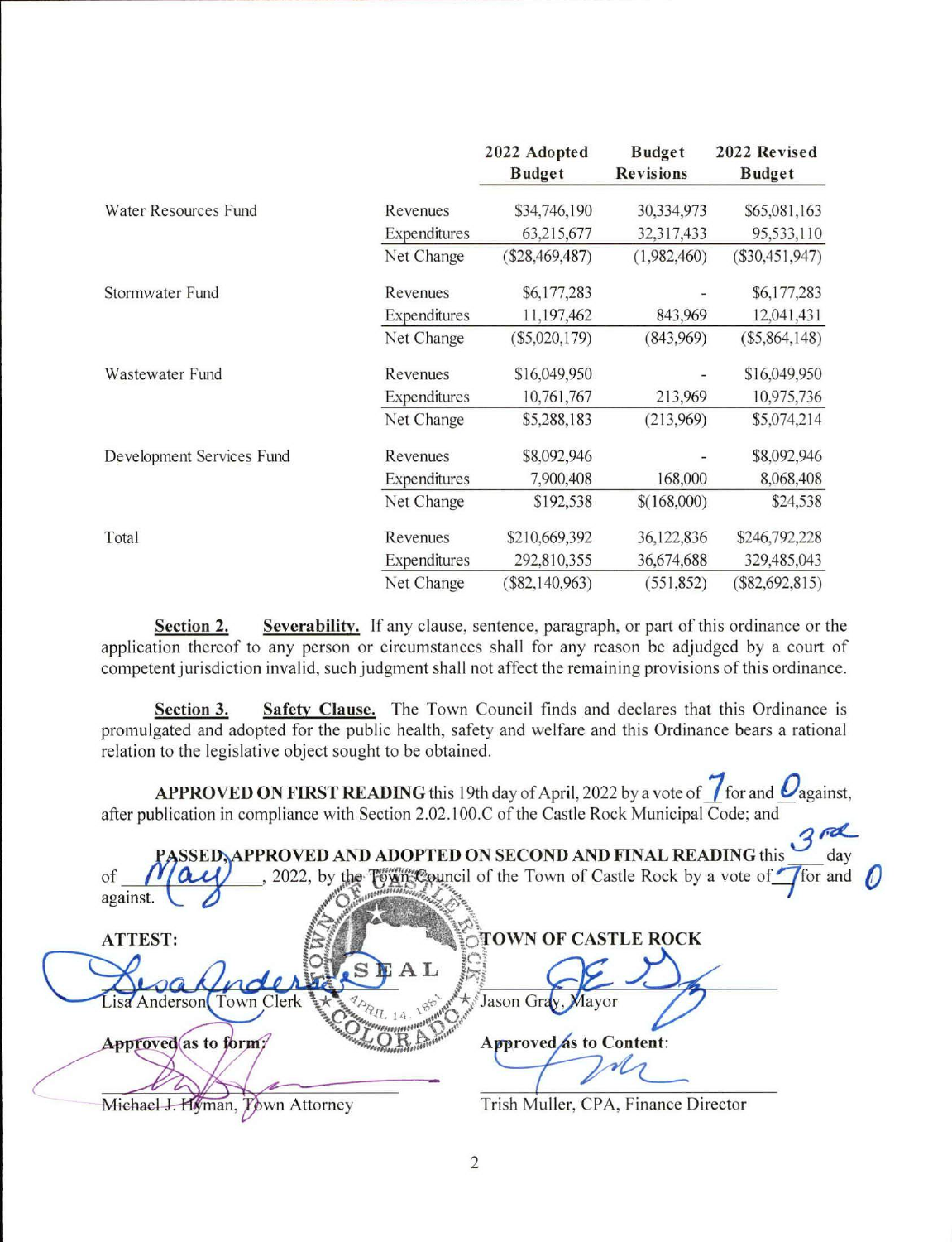| | | 2022 Adopted Budget | Budget Revisions | 2022 Revised Budget |
|---|---|---|---|---|
| Water Resources Fund | Revenues | $34,746,190 | 30,334,973 | $65,081,163 |
| | Expenditures | 63,215,677 | 32,317,433 | 95,533,110 |
| | Net Change | ($28,469,487) | (1,982,460) | ($30,451,947) |
| Stormwater Fund | Revenues | $6,177,283 | - | $6,177,283 |
| | Expenditures | 11,197,462 | 843,969 | 12,041,431 |
| | Net Change | ($5,020,179) | (843,969) | ($5,864,148) |
| Wastewater Fund | Revenues | $16,049,950 | - | $16,049,950 |
| | Expenditures | 10,761,767 | 213,969 | 10,975,736 |
| | Net Change | $5,288,183 | (213,969) | $5,074,214 |
| Development Services Fund | Revenues | $8,092,946 | - | $8,092,946 |
| | Expenditures | 7,900,408 | 168,000 | 8,068,408 |
| | Net Change | $192,538 | $(168,000) | $24,538 |
| Total | Revenues | $210,669,392 | 36,122,836 | $246,792,228 |
| | Expenditures | 292,810,355 | 36,674,688 | 329,485,043 |
| | Net Change | ($82,140,963) | (551,852) | ($82,692,815) |

**Section 2.** **Severability.** If any clause, sentence, paragraph, or part of this ordinance or the application thereof to any person or circumstances shall for any reason be adjudged by a court of competent jurisdiction invalid, such judgment shall not affect the remaining provisions of this ordinance.

**Section 3.** **Safety Clause.** The Town Council finds and declares that this Ordinance is promulgated and adopted for the public health, safety and welfare and this Ordinance bears a rational relation to the legislative object sought to be obtained.

**APPROVED ON FIRST READING** this 19th day of April, 2022 by a vote of 7 for and 0 against, after publication in compliance with Section 2.02.100.C of the Castle Rock Municipal Code; and

**PASSED, APPROVED AND ADOPTED ON SECOND AND FINAL READING** this 3rd day of May, 2022, by the Town Council of the Town of Castle Rock by a vote of 7 for and 0 against.

**ATTEST:**

Lisa Anderson, Town Clerk

**TOWN OF CASTLE ROCK**

Jason Gray, Mayor

**Approved as to form:**

Michael J. Hyman, Town Attorney

**Approved as to Content:**

Trish Muller, CPA, Finance Director